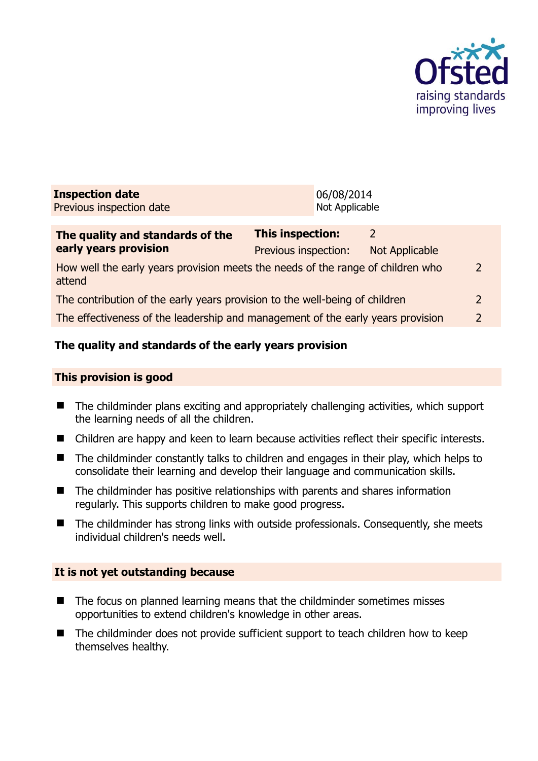| **Inspection date** | 06/08/2014 |
|---|---|
| Previous inspection date | Not Applicable |

| **The quality and standards of the early years provision** | **This inspection:** | 2 | |
|---|---|---|---|
| | Previous inspection: | Not Applicable | |
| How well the early years provision meets the needs of the range of children who attend | | | 2 |
| The contribution of the early years provision to the well-being of children | | | 2 |
| The effectiveness of the leadership and management of the early years provision | | | 2 |

## The quality and standards of the early years provision

### This provision is good

- The childminder plans exciting and appropriately challenging activities, which support the learning needs of all the children.
- Children are happy and keen to learn because activities reflect their specific interests.
- The childminder constantly talks to children and engages in their play, which helps to consolidate their learning and develop their language and communication skills.
- The childminder has positive relationships with parents and shares information regularly. This supports children to make good progress.
- The childminder has strong links with outside professionals. Consequently, she meets individual children's needs well.

### It is not yet outstanding because

- The focus on planned learning means that the childminder sometimes misses opportunities to extend children's knowledge in other areas.
- The childminder does not provide sufficient support to teach children how to keep themselves healthy.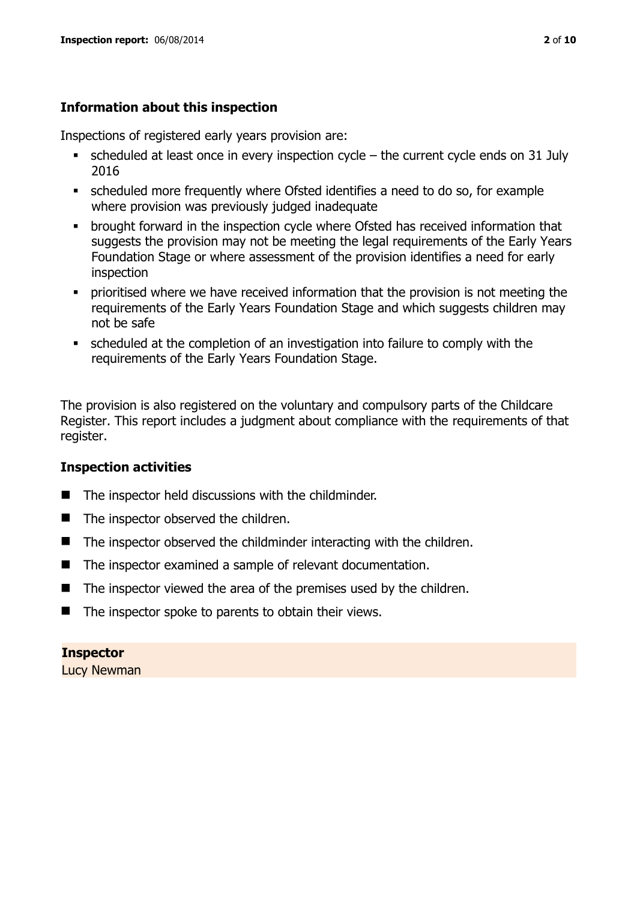### Information about this inspection

Inspections of registered early years provision are:

- scheduled at least once in every inspection cycle – the current cycle ends on 31 July 2016
- scheduled more frequently where Ofsted identifies a need to do so, for example where provision was previously judged inadequate
- brought forward in the inspection cycle where Ofsted has received information that suggests the provision may not be meeting the legal requirements of the Early Years Foundation Stage or where assessment of the provision identifies a need for early inspection
- prioritised where we have received information that the provision is not meeting the requirements of the Early Years Foundation Stage and which suggests children may not be safe
- scheduled at the completion of an investigation into failure to comply with the requirements of the Early Years Foundation Stage.

The provision is also registered on the voluntary and compulsory parts of the Childcare Register. This report includes a judgment about compliance with the requirements of that register.

### Inspection activities

- The inspector held discussions with the childminder.
- The inspector observed the children.
- The inspector observed the childminder interacting with the children.
- The inspector examined a sample of relevant documentation.
- The inspector viewed the area of the premises used by the children.
- The inspector spoke to parents to obtain their views.

**Inspector**
Lucy Newman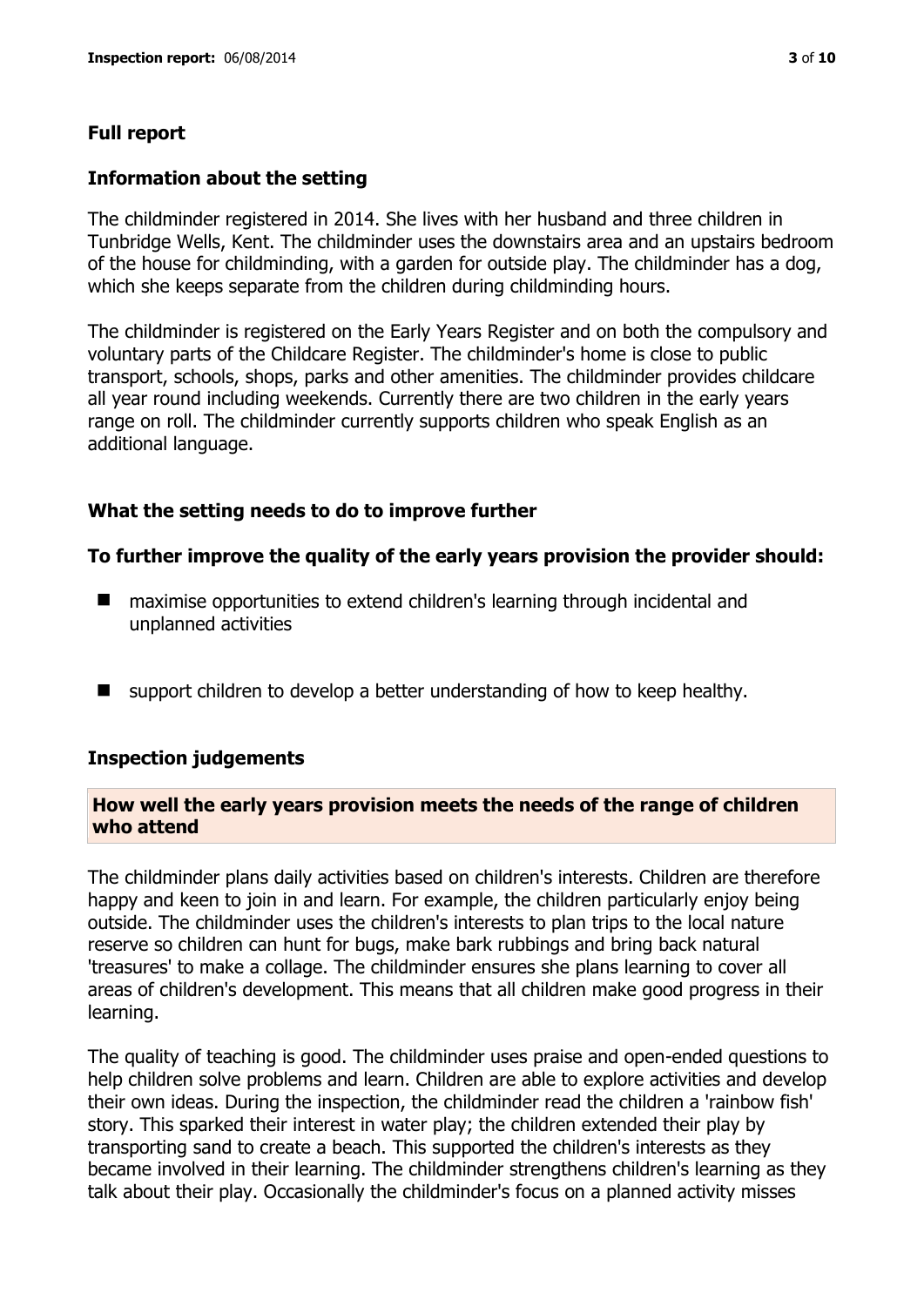## Full report

### Information about the setting

The childminder registered in 2014. She lives with her husband and three children in Tunbridge Wells, Kent. The childminder uses the downstairs area and an upstairs bedroom of the house for childminding, with a garden for outside play. The childminder has a dog, which she keeps separate from the children during childminding hours.

The childminder is registered on the Early Years Register and on both the compulsory and voluntary parts of the Childcare Register. The childminder's home is close to public transport, schools, shops, parks and other amenities. The childminder provides childcare all year round including weekends. Currently there are two children in the early years range on roll. The childminder currently supports children who speak English as an additional language.

### What the setting needs to do to improve further

#### To further improve the quality of the early years provision the provider should:

- maximise opportunities to extend children's learning through incidental and unplanned activities
- support children to develop a better understanding of how to keep healthy.

### Inspection judgements

#### How well the early years provision meets the needs of the range of children who attend

The childminder plans daily activities based on children's interests. Children are therefore happy and keen to join in and learn. For example, the children particularly enjoy being outside. The childminder uses the children's interests to plan trips to the local nature reserve so children can hunt for bugs, make bark rubbings and bring back natural 'treasures' to make a collage. The childminder ensures she plans learning to cover all areas of children's development. This means that all children make good progress in their learning.

The quality of teaching is good. The childminder uses praise and open-ended questions to help children solve problems and learn. Children are able to explore activities and develop their own ideas. During the inspection, the childminder read the children a 'rainbow fish' story. This sparked their interest in water play; the children extended their play by transporting sand to create a beach. This supported the children's interests as they became involved in their learning. The childminder strengthens children's learning as they talk about their play. Occasionally the childminder's focus on a planned activity misses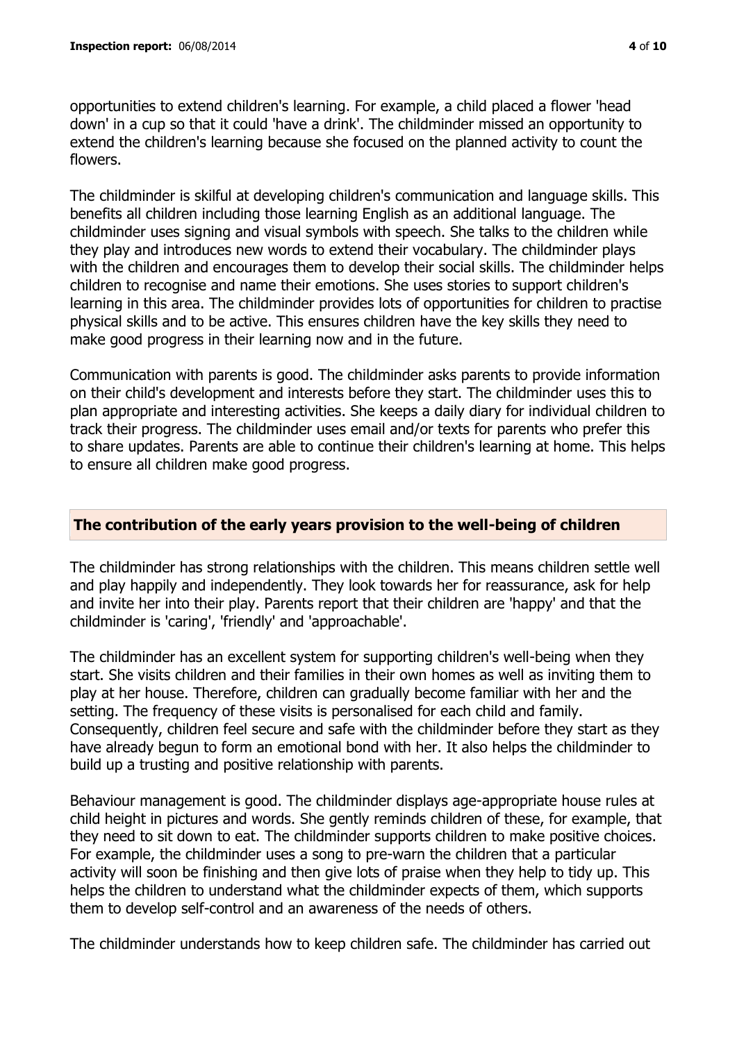opportunities to extend children's learning. For example, a child placed a flower 'head down' in a cup so that it could 'have a drink'. The childminder missed an opportunity to extend the children's learning because she focused on the planned activity to count the flowers.

The childminder is skilful at developing children's communication and language skills. This benefits all children including those learning English as an additional language. The childminder uses signing and visual symbols with speech. She talks to the children while they play and introduces new words to extend their vocabulary. The childminder plays with the children and encourages them to develop their social skills. The childminder helps children to recognise and name their emotions. She uses stories to support children's learning in this area. The childminder provides lots of opportunities for children to practise physical skills and to be active. This ensures children have the key skills they need to make good progress in their learning now and in the future.

Communication with parents is good. The childminder asks parents to provide information on their child's development and interests before they start. The childminder uses this to plan appropriate and interesting activities. She keeps a daily diary for individual children to track their progress. The childminder uses email and/or texts for parents who prefer this to share updates. Parents are able to continue their children's learning at home. This helps to ensure all children make good progress.

## The contribution of the early years provision to the well-being of children

The childminder has strong relationships with the children. This means children settle well and play happily and independently. They look towards her for reassurance, ask for help and invite her into their play. Parents report that their children are 'happy' and that the childminder is 'caring', 'friendly' and 'approachable'.

The childminder has an excellent system for supporting children's well-being when they start. She visits children and their families in their own homes as well as inviting them to play at her house. Therefore, children can gradually become familiar with her and the setting. The frequency of these visits is personalised for each child and family. Consequently, children feel secure and safe with the childminder before they start as they have already begun to form an emotional bond with her. It also helps the childminder to build up a trusting and positive relationship with parents.

Behaviour management is good. The childminder displays age-appropriate house rules at child height in pictures and words. She gently reminds children of these, for example, that they need to sit down to eat. The childminder supports children to make positive choices. For example, the childminder uses a song to pre-warn the children that a particular activity will soon be finishing and then give lots of praise when they help to tidy up. This helps the children to understand what the childminder expects of them, which supports them to develop self-control and an awareness of the needs of others.

The childminder understands how to keep children safe. The childminder has carried out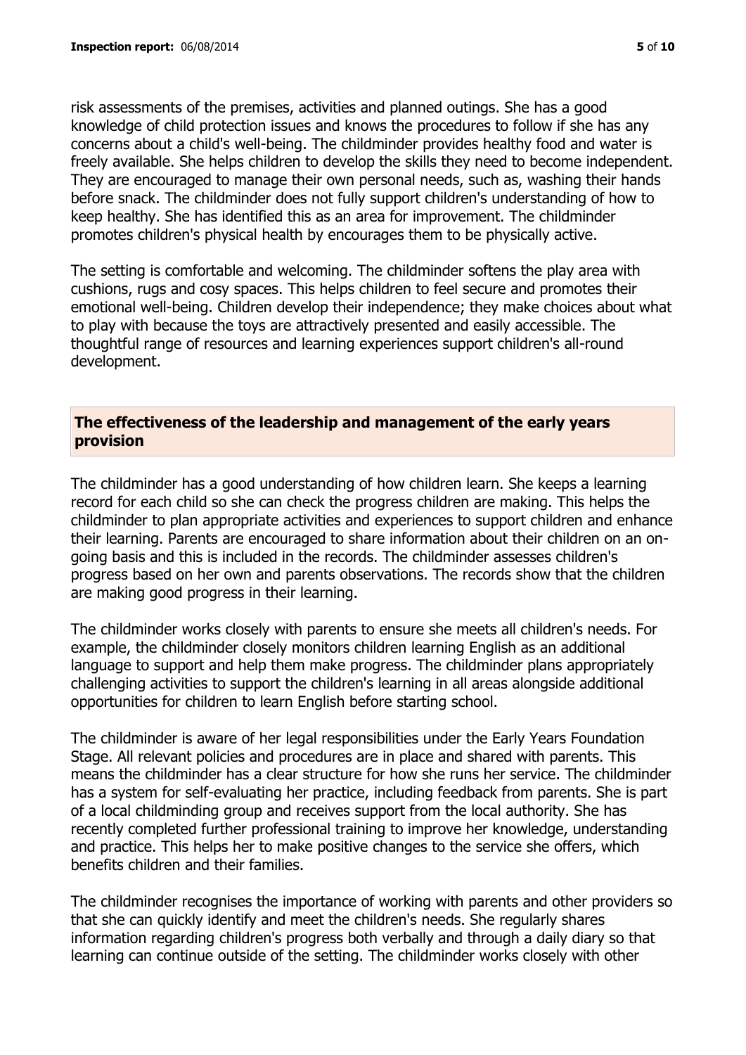risk assessments of the premises, activities and planned outings. She has a good knowledge of child protection issues and knows the procedures to follow if she has any concerns about a child's well-being. The childminder provides healthy food and water is freely available. She helps children to develop the skills they need to become independent. They are encouraged to manage their own personal needs, such as, washing their hands before snack. The childminder does not fully support children's understanding of how to keep healthy. She has identified this as an area for improvement. The childminder promotes children's physical health by encourages them to be physically active.

The setting is comfortable and welcoming. The childminder softens the play area with cushions, rugs and cosy spaces. This helps children to feel secure and promotes their emotional well-being. Children develop their independence; they make choices about what to play with because the toys are attractively presented and easily accessible. The thoughtful range of resources and learning experiences support children's all-round development.

## The effectiveness of the leadership and management of the early years provision

The childminder has a good understanding of how children learn. She keeps a learning record for each child so she can check the progress children are making. This helps the childminder to plan appropriate activities and experiences to support children and enhance their learning. Parents are encouraged to share information about their children on an on-going basis and this is included in the records. The childminder assesses children's progress based on her own and parents observations. The records show that the children are making good progress in their learning.

The childminder works closely with parents to ensure she meets all children's needs. For example, the childminder closely monitors children learning English as an additional language to support and help them make progress. The childminder plans appropriately challenging activities to support the children's learning in all areas alongside additional opportunities for children to learn English before starting school.

The childminder is aware of her legal responsibilities under the Early Years Foundation Stage. All relevant policies and procedures are in place and shared with parents. This means the childminder has a clear structure for how she runs her service. The childminder has a system for self-evaluating her practice, including feedback from parents. She is part of a local childminding group and receives support from the local authority. She has recently completed further professional training to improve her knowledge, understanding and practice. This helps her to make positive changes to the service she offers, which benefits children and their families.

The childminder recognises the importance of working with parents and other providers so that she can quickly identify and meet the children's needs. She regularly shares information regarding children's progress both verbally and through a daily diary so that learning can continue outside of the setting. The childminder works closely with other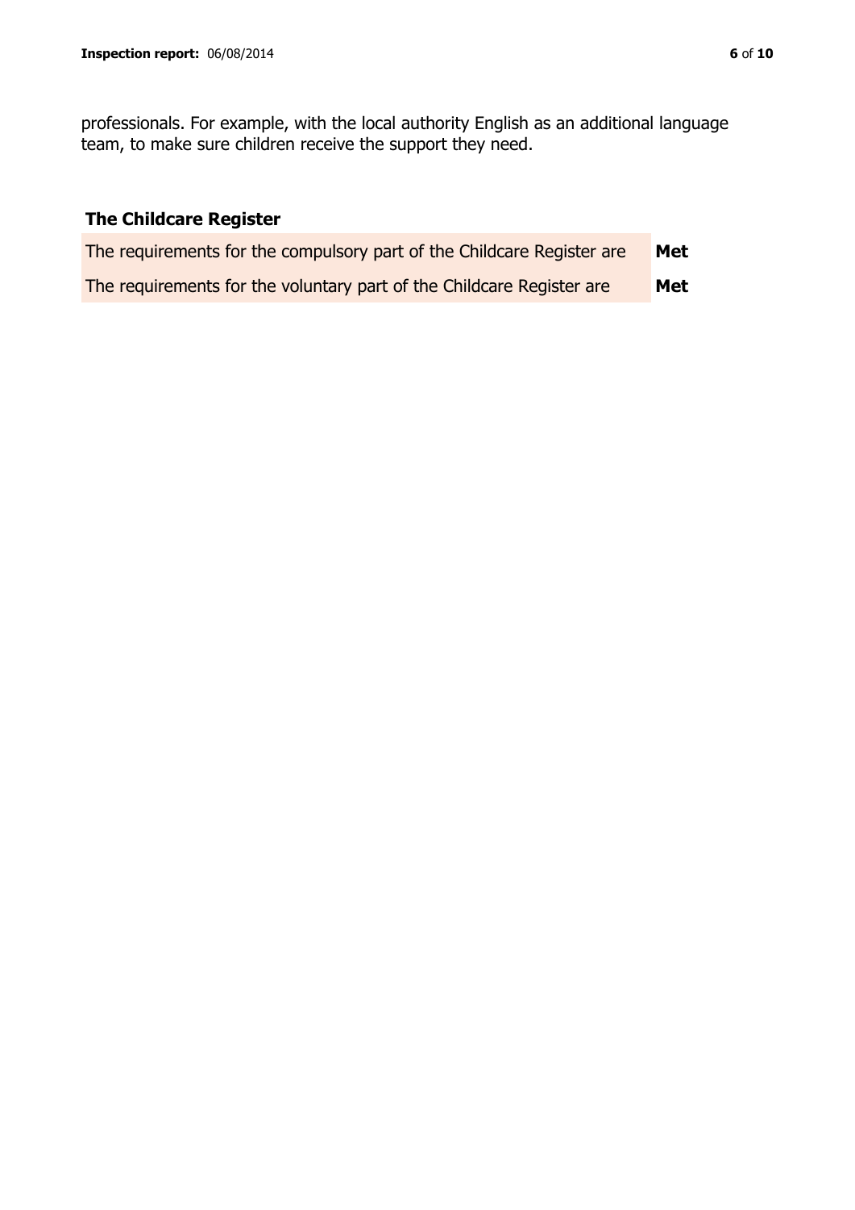professionals. For example, with the local authority English as an additional language team, to make sure children receive the support they need.

## The Childcare Register

| | |
|---|---|
| The requirements for the compulsory part of the Childcare Register are | **Met** |
| The requirements for the voluntary part of the Childcare Register are | **Met** |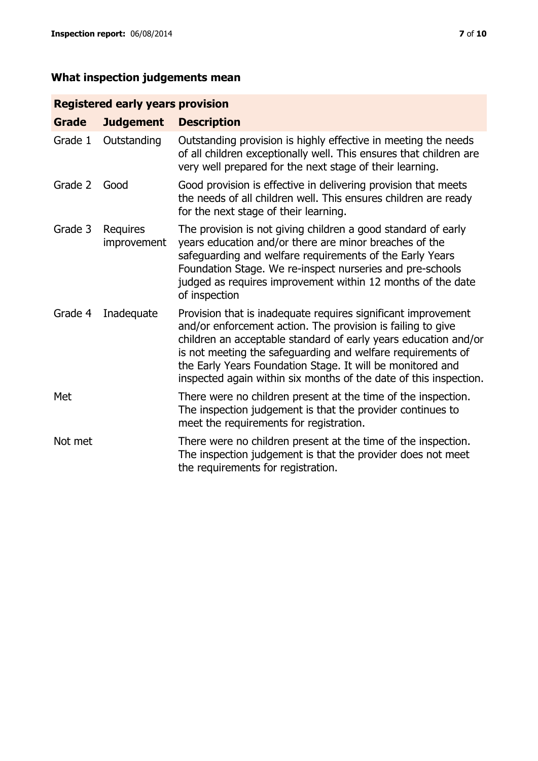## What inspection judgements mean

| Registered early years provision | | |
|---|---|---|
| **Grade** | **Judgement** | **Description** |
| Grade 1 | Outstanding | Outstanding provision is highly effective in meeting the needs of all children exceptionally well. This ensures that children are very well prepared for the next stage of their learning. |
| Grade 2 | Good | Good provision is effective in delivering provision that meets the needs of all children well. This ensures children are ready for the next stage of their learning. |
| Grade 3 | Requires improvement | The provision is not giving children a good standard of early years education and/or there are minor breaches of the safeguarding and welfare requirements of the Early Years Foundation Stage. We re-inspect nurseries and pre-schools judged as requires improvement within 12 months of the date of inspection |
| Grade 4 | Inadequate | Provision that is inadequate requires significant improvement and/or enforcement action. The provision is failing to give children an acceptable standard of early years education and/or is not meeting the safeguarding and welfare requirements of the Early Years Foundation Stage. It will be monitored and inspected again within six months of the date of this inspection. |
| Met | | There were no children present at the time of the inspection. The inspection judgement is that the provider continues to meet the requirements for registration. |
| Not met | | There were no children present at the time of the inspection. The inspection judgement is that the provider does not meet the requirements for registration. |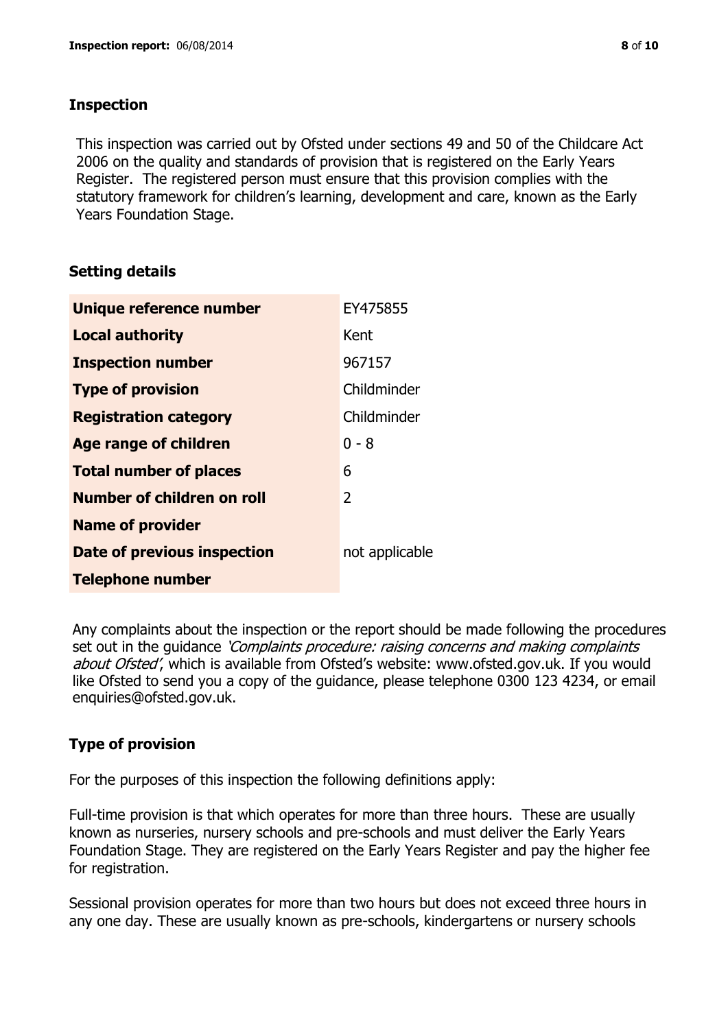## Inspection

This inspection was carried out by Ofsted under sections 49 and 50 of the Childcare Act 2006 on the quality and standards of provision that is registered on the Early Years Register. The registered person must ensure that this provision complies with the statutory framework for children's learning, development and care, known as the Early Years Foundation Stage.

## Setting details

| | |
|---|---|
| **Unique reference number** | EY475855 |
| **Local authority** | Kent |
| **Inspection number** | 967157 |
| **Type of provision** | Childminder |
| **Registration category** | Childminder |
| **Age range of children** | 0 - 8 |
| **Total number of places** | 6 |
| **Number of children on roll** | 2 |
| **Name of provider** | |
| **Date of previous inspection** | not applicable |
| **Telephone number** | |

Any complaints about the inspection or the report should be made following the procedures set out in the guidance *'Complaints procedure: raising concerns and making complaints about Ofsted'*, which is available from Ofsted's website: www.ofsted.gov.uk. If you would like Ofsted to send you a copy of the guidance, please telephone 0300 123 4234, or email enquiries@ofsted.gov.uk.

## Type of provision

For the purposes of this inspection the following definitions apply:

Full-time provision is that which operates for more than three hours. These are usually known as nurseries, nursery schools and pre-schools and must deliver the Early Years Foundation Stage. They are registered on the Early Years Register and pay the higher fee for registration.

Sessional provision operates for more than two hours but does not exceed three hours in any one day. These are usually known as pre-schools, kindergartens or nursery schools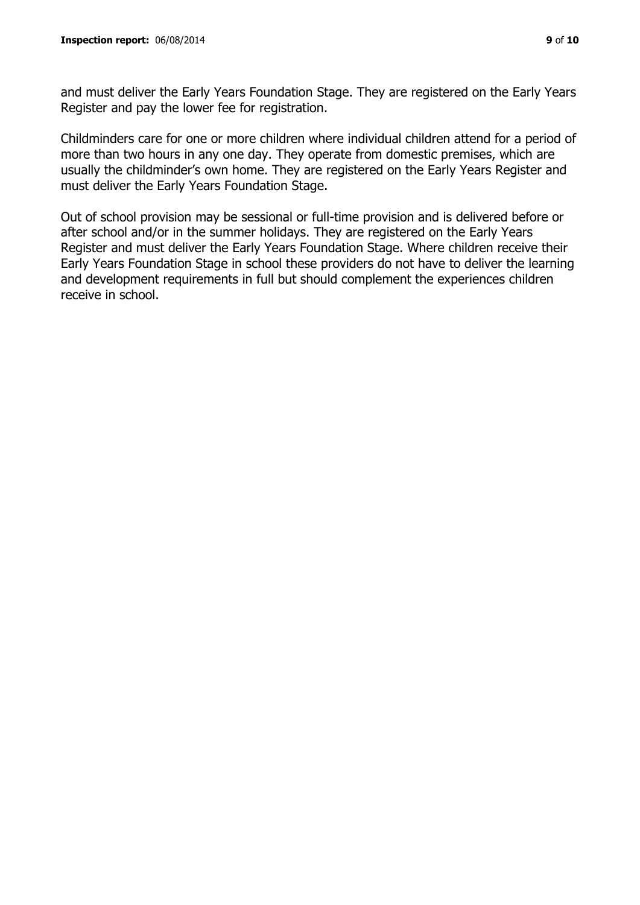and must deliver the Early Years Foundation Stage. They are registered on the Early Years Register and pay the lower fee for registration.

Childminders care for one or more children where individual children attend for a period of more than two hours in any one day. They operate from domestic premises, which are usually the childminder's own home. They are registered on the Early Years Register and must deliver the Early Years Foundation Stage.

Out of school provision may be sessional or full-time provision and is delivered before or after school and/or in the summer holidays. They are registered on the Early Years Register and must deliver the Early Years Foundation Stage. Where children receive their Early Years Foundation Stage in school these providers do not have to deliver the learning and development requirements in full but should complement the experiences children receive in school.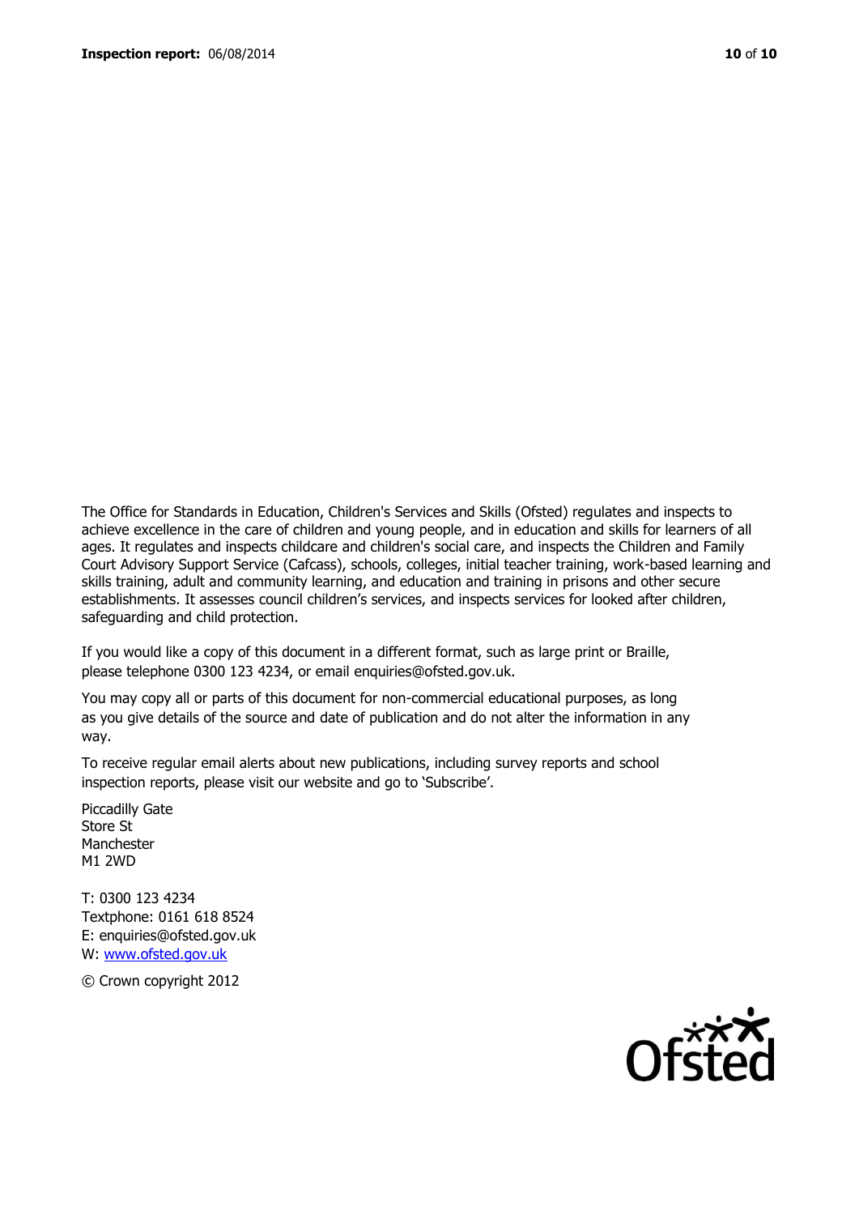The Office for Standards in Education, Children's Services and Skills (Ofsted) regulates and inspects to achieve excellence in the care of children and young people, and in education and skills for learners of all ages. It regulates and inspects childcare and children's social care, and inspects the Children and Family Court Advisory Support Service (Cafcass), schools, colleges, initial teacher training, work-based learning and skills training, adult and community learning, and education and training in prisons and other secure establishments. It assesses council children's services, and inspects services for looked after children, safeguarding and child protection.

If you would like a copy of this document in a different format, such as large print or Braille, please telephone 0300 123 4234, or email enquiries@ofsted.gov.uk.

You may copy all or parts of this document for non-commercial educational purposes, as long as you give details of the source and date of publication and do not alter the information in any way.

To receive regular email alerts about new publications, including survey reports and school inspection reports, please visit our website and go to 'Subscribe'.

Piccadilly Gate
Store St
Manchester
M1 2WD

T: 0300 123 4234
Textphone: 0161 618 8524
E: enquiries@ofsted.gov.uk
W: www.ofsted.gov.uk

© Crown copyright 2012

Ofsted